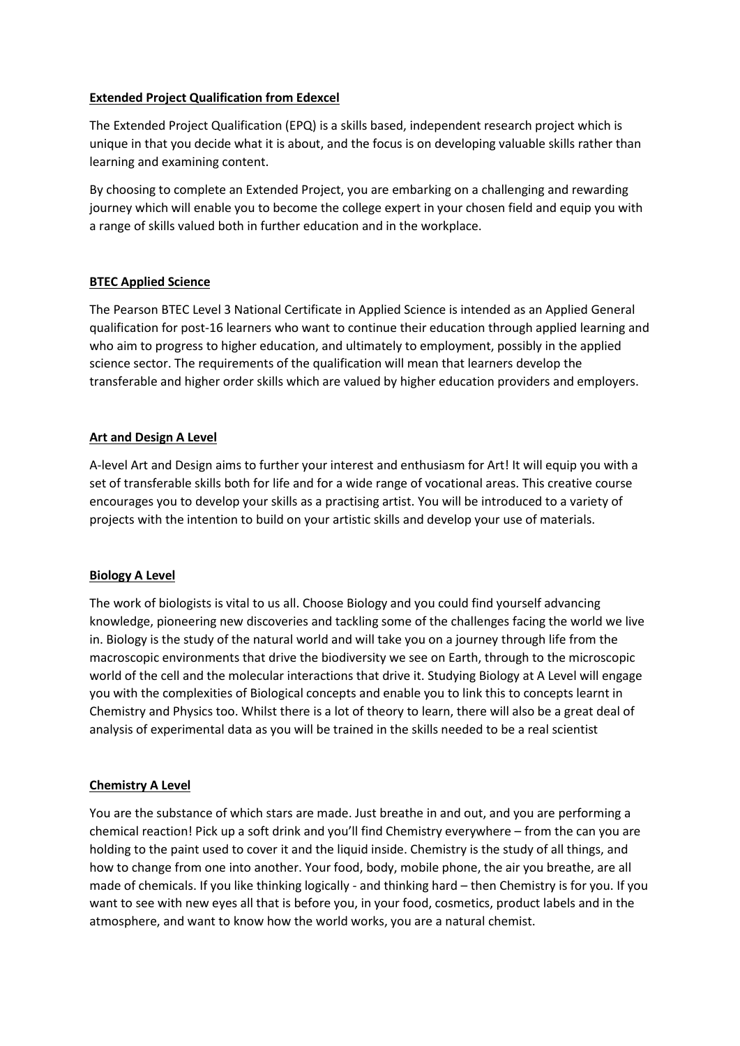**Extended Project Qualification from Edexcel**

The Extended Project Qualification (EPQ) is a skills based, independent research project which is unique in that you decide what it is about, and the focus is on developing valuable skills rather than learning and examining content.

By choosing to complete an Extended Project, you are embarking on a challenging and rewarding journey which will enable you to become the college expert in your chosen field and equip you with a range of skills valued both in further education and in the workplace.

**BTEC Applied Science**

The Pearson BTEC Level 3 National Certificate in Applied Science is intended as an Applied General qualification for post-16 learners who want to continue their education through applied learning and who aim to progress to higher education, and ultimately to employment, possibly in the applied science sector. The requirements of the qualification will mean that learners develop the transferable and higher order skills which are valued by higher education providers and employers.

**Art and Design A Level**

A-level Art and Design aims to further your interest and enthusiasm for Art! It will equip you with a set of transferable skills both for life and for a wide range of vocational areas. This creative course encourages you to develop your skills as a practising artist. You will be introduced to a variety of projects with the intention to build on your artistic skills and develop your use of materials.

**Biology A Level**

The work of biologists is vital to us all. Choose Biology and you could find yourself advancing knowledge, pioneering new discoveries and tackling some of the challenges facing the world we live in. Biology is the study of the natural world and will take you on a journey through life from the macroscopic environments that drive the biodiversity we see on Earth, through to the microscopic world of the cell and the molecular interactions that drive it. Studying Biology at A Level will engage you with the complexities of Biological concepts and enable you to link this to concepts learnt in Chemistry and Physics too. Whilst there is a lot of theory to learn, there will also be a great deal of analysis of experimental data as you will be trained in the skills needed to be a real scientist

**Chemistry A Level**

You are the substance of which stars are made. Just breathe in and out, and you are performing a chemical reaction! Pick up a soft drink and you'll find Chemistry everywhere – from the can you are holding to the paint used to cover it and the liquid inside. Chemistry is the study of all things, and how to change from one into another. Your food, body, mobile phone, the air you breathe, are all made of chemicals. If you like thinking logically - and thinking hard – then Chemistry is for you. If you want to see with new eyes all that is before you, in your food, cosmetics, product labels and in the atmosphere, and want to know how the world works, you are a natural chemist.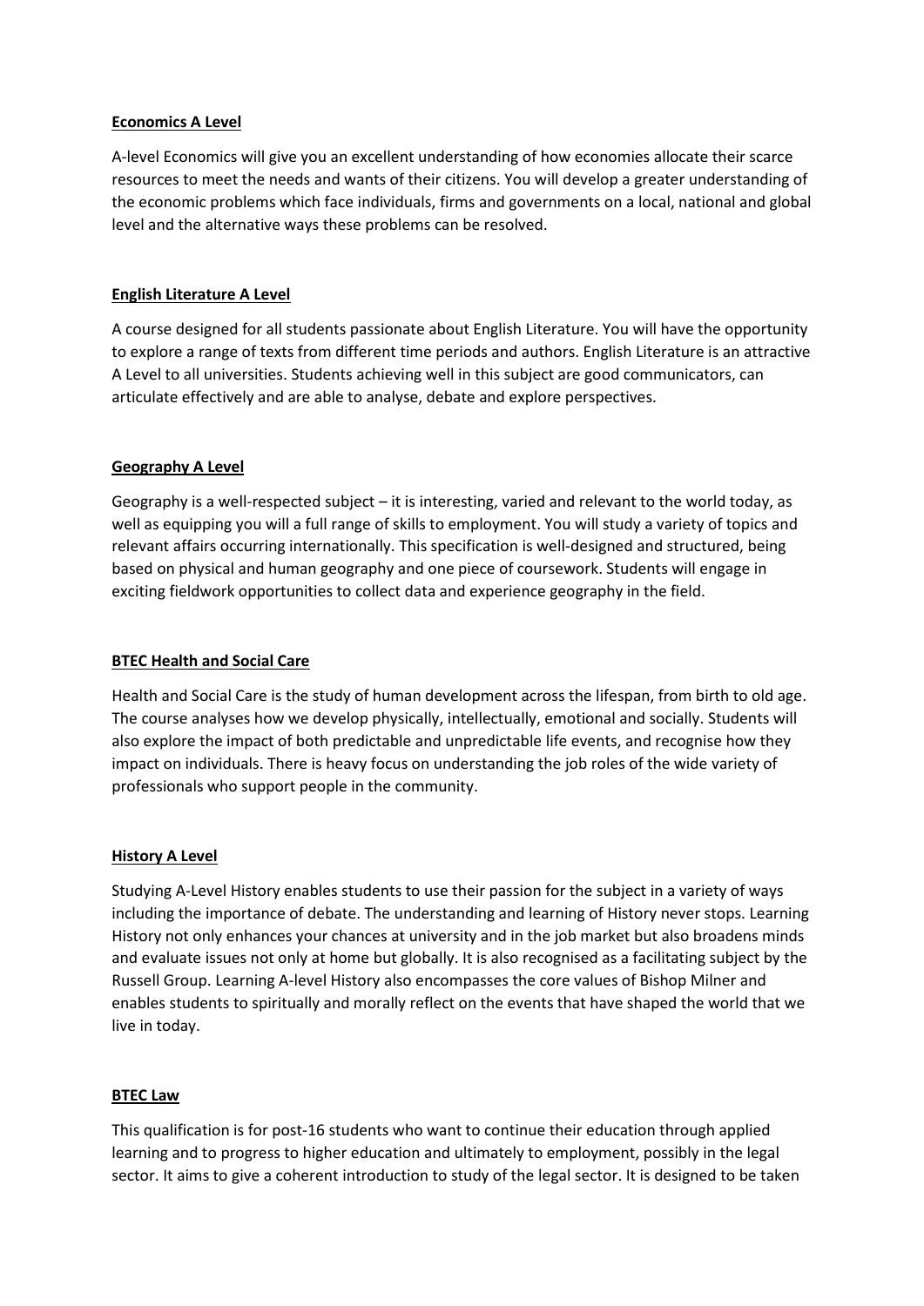**Economics A Level**

A-level Economics will give you an excellent understanding of how economies allocate their scarce resources to meet the needs and wants of their citizens. You will develop a greater understanding of the economic problems which face individuals, firms and governments on a local, national and global level and the alternative ways these problems can be resolved.

**English Literature A Level**

A course designed for all students passionate about English Literature. You will have the opportunity to explore a range of texts from different time periods and authors. English Literature is an attractive A Level to all universities. Students achieving well in this subject are good communicators, can articulate effectively and are able to analyse, debate and explore perspectives.

**Geography A Level**

Geography is a well-respected subject – it is interesting, varied and relevant to the world today, as well as equipping you will a full range of skills to employment. You will study a variety of topics and relevant affairs occurring internationally. This specification is well-designed and structured, being based on physical and human geography and one piece of coursework. Students will engage in exciting fieldwork opportunities to collect data and experience geography in the field.

**BTEC Health and Social Care**

Health and Social Care is the study of human development across the lifespan, from birth to old age. The course analyses how we develop physically, intellectually, emotional and socially. Students will also explore the impact of both predictable and unpredictable life events, and recognise how they impact on individuals. There is heavy focus on understanding the job roles of the wide variety of professionals who support people in the community.

**History A Level**

Studying A-Level History enables students to use their passion for the subject in a variety of ways including the importance of debate. The understanding and learning of History never stops. Learning History not only enhances your chances at university and in the job market but also broadens minds and evaluate issues not only at home but globally. It is also recognised as a facilitating subject by the Russell Group. Learning A-level History also encompasses the core values of Bishop Milner and enables students to spiritually and morally reflect on the events that have shaped the world that we live in today.

**BTEC Law**

This qualification is for post-16 students who want to continue their education through applied learning and to progress to higher education and ultimately to employment, possibly in the legal sector. It aims to give a coherent introduction to study of the legal sector. It is designed to be taken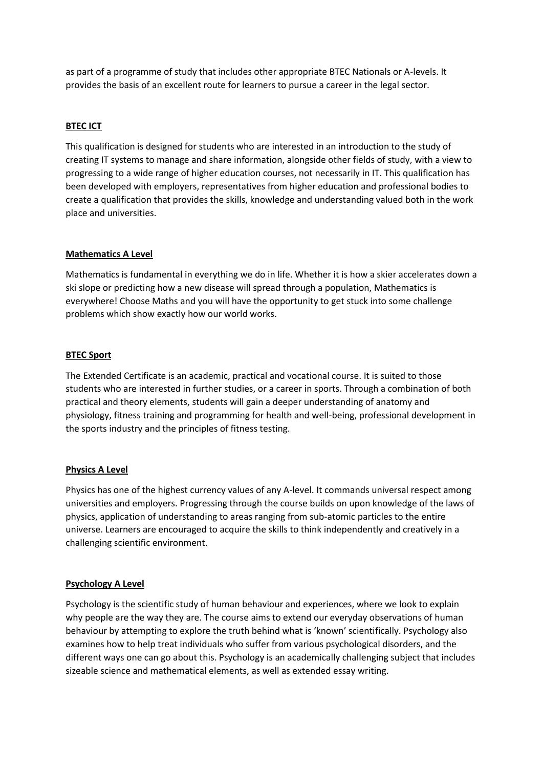as part of a programme of study that includes other appropriate BTEC Nationals or A-levels. It provides the basis of an excellent route for learners to pursue a career in the legal sector.

## BTEC ICT

This qualification is designed for students who are interested in an introduction to the study of creating IT systems to manage and share information, alongside other fields of study, with a view to progressing to a wide range of higher education courses, not necessarily in IT. This qualification has been developed with employers, representatives from higher education and professional bodies to create a qualification that provides the skills, knowledge and understanding valued both in the work place and universities.

## Mathematics A Level

Mathematics is fundamental in everything we do in life. Whether it is how a skier accelerates down a ski slope or predicting how a new disease will spread through a population, Mathematics is everywhere! Choose Maths and you will have the opportunity to get stuck into some challenge problems which show exactly how our world works.

## BTEC Sport

The Extended Certificate is an academic, practical and vocational course. It is suited to those students who are interested in further studies, or a career in sports. Through a combination of both practical and theory elements, students will gain a deeper understanding of anatomy and physiology, fitness training and programming for health and well-being, professional development in the sports industry and the principles of fitness testing.

## Physics A Level

Physics has one of the highest currency values of any A-level. It commands universal respect among universities and employers. Progressing through the course builds on upon knowledge of the laws of physics, application of understanding to areas ranging from sub-atomic particles to the entire universe. Learners are encouraged to acquire the skills to think independently and creatively in a challenging scientific environment.

## Psychology A Level

Psychology is the scientific study of human behaviour and experiences, where we look to explain why people are the way they are. The course aims to extend our everyday observations of human behaviour by attempting to explore the truth behind what is 'known' scientifically. Psychology also examines how to help treat individuals who suffer from various psychological disorders, and the different ways one can go about this. Psychology is an academically challenging subject that includes sizeable science and mathematical elements, as well as extended essay writing.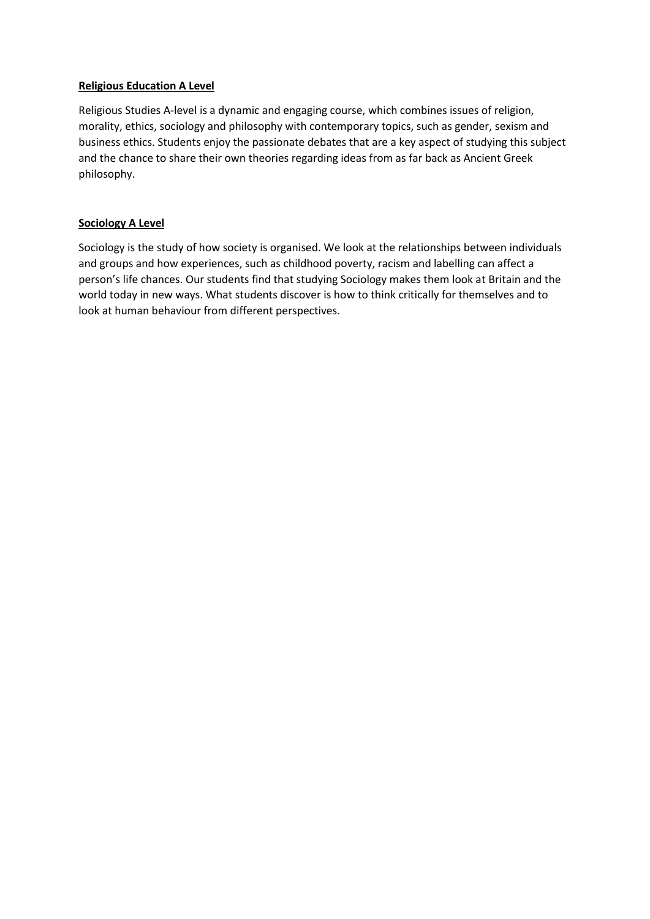**Religious Education A Level**

Religious Studies A-level is a dynamic and engaging course, which combines issues of religion, morality, ethics, sociology and philosophy with contemporary topics, such as gender, sexism and business ethics. Students enjoy the passionate debates that are a key aspect of studying this subject and the chance to share their own theories regarding ideas from as far back as Ancient Greek philosophy.

**Sociology A Level**

Sociology is the study of how society is organised. We look at the relationships between individuals and groups and how experiences, such as childhood poverty, racism and labelling can affect a person's life chances. Our students find that studying Sociology makes them look at Britain and the world today in new ways. What students discover is how to think critically for themselves and to look at human behaviour from different perspectives.